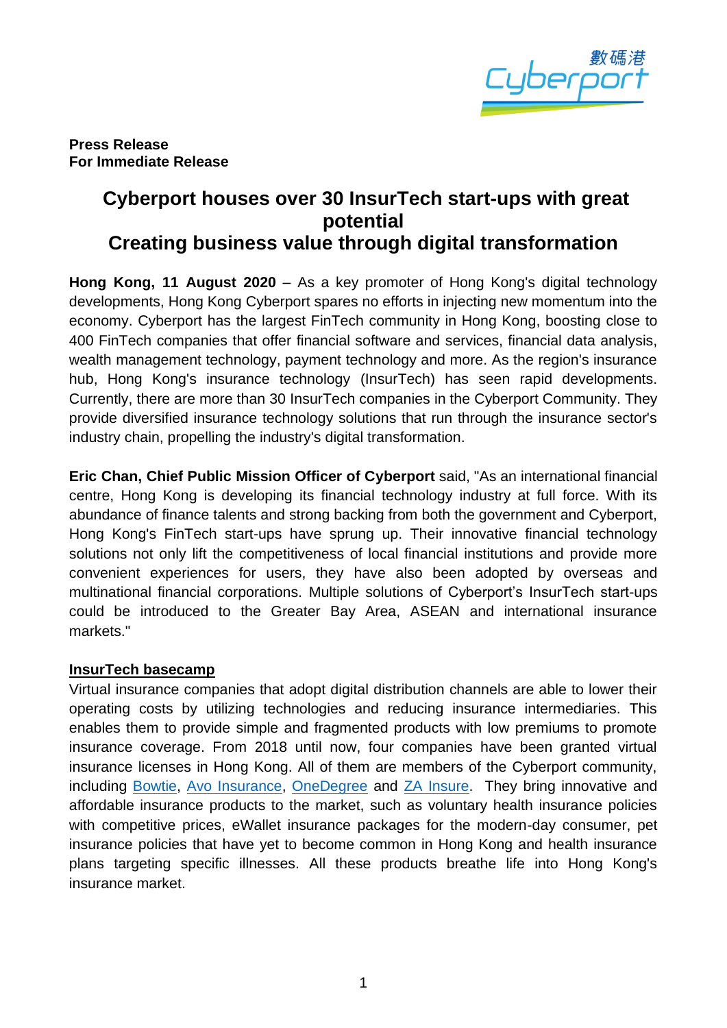**Press Release**
**For Immediate Release**

# Cyberport houses over 30 InsurTech start-ups with great potential
# Creating business value through digital transformation

**Hong Kong, 11 August 2020** – As a key promoter of Hong Kong's digital technology developments, Hong Kong Cyberport spares no efforts in injecting new momentum into the economy. Cyberport has the largest FinTech community in Hong Kong, boosting close to 400 FinTech companies that offer financial software and services, financial data analysis, wealth management technology, payment technology and more. As the region's insurance hub, Hong Kong's insurance technology (InsurTech) has seen rapid developments. Currently, there are more than 30 InsurTech companies in the Cyberport Community. They provide diversified insurance technology solutions that run through the insurance sector's industry chain, propelling the industry's digital transformation.

**Eric Chan, Chief Public Mission Officer of Cyberport** said, "As an international financial centre, Hong Kong is developing its financial technology industry at full force. With its abundance of finance talents and strong backing from both the government and Cyberport, Hong Kong's FinTech start-ups have sprung up. Their innovative financial technology solutions not only lift the competitiveness of local financial institutions and provide more convenient experiences for users, they have also been adopted by overseas and multinational financial corporations. Multiple solutions of Cyberport's InsurTech start-ups could be introduced to the Greater Bay Area, ASEAN and international insurance markets."

## InsurTech basecamp

Virtual insurance companies that adopt digital distribution channels are able to lower their operating costs by utilizing technologies and reducing insurance intermediaries. This enables them to provide simple and fragmented products with low premiums to promote insurance coverage. From 2018 until now, four companies have been granted virtual insurance licenses in Hong Kong. All of them are members of the Cyberport community, including Bowtie, Avo Insurance, OneDegree and ZA Insure. They bring innovative and affordable insurance products to the market, such as voluntary health insurance policies with competitive prices, eWallet insurance packages for the modern-day consumer, pet insurance policies that have yet to become common in Hong Kong and health insurance plans targeting specific illnesses. All these products breathe life into Hong Kong's insurance market.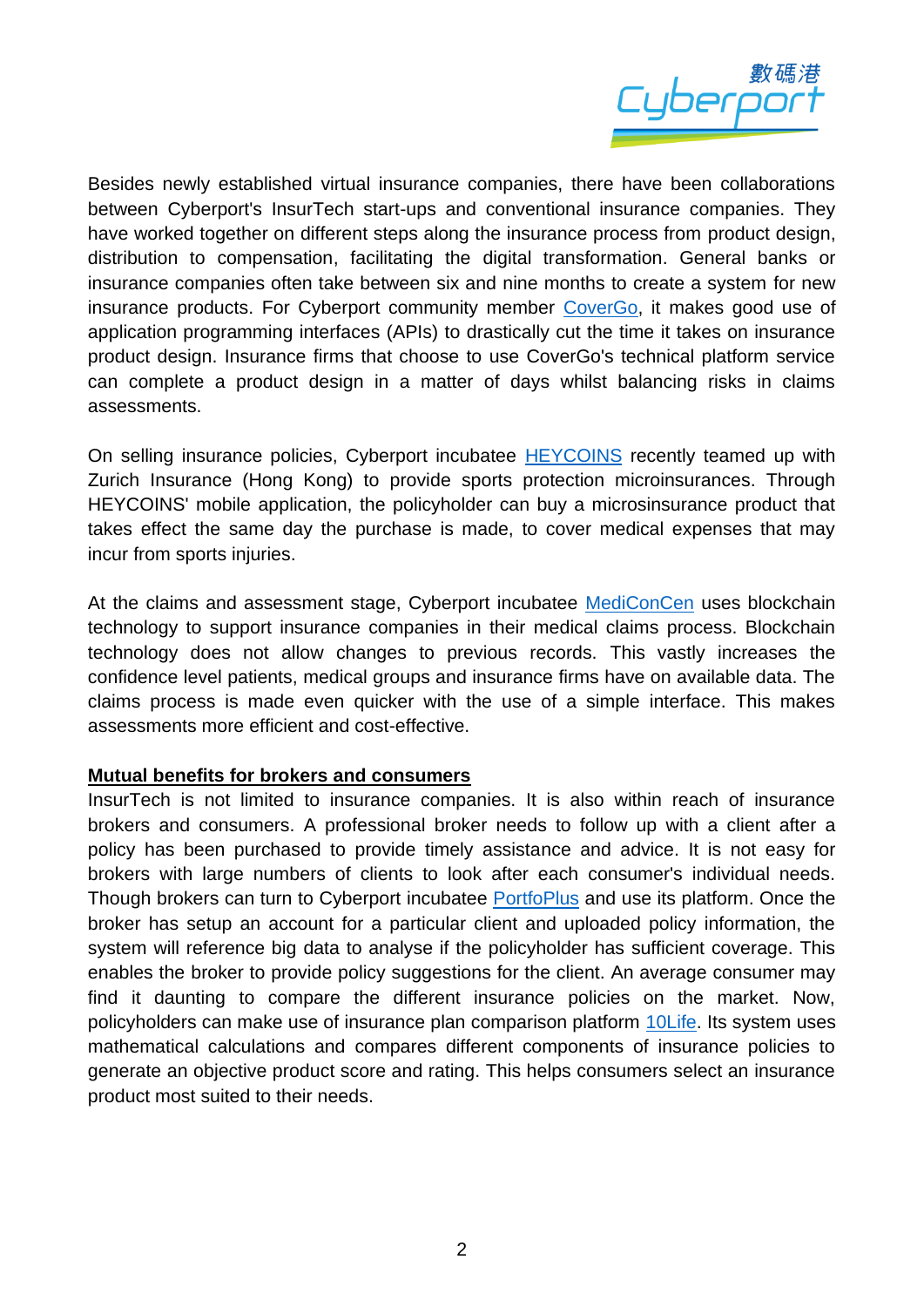Besides newly established virtual insurance companies, there have been collaborations between Cyberport's InsurTech start-ups and conventional insurance companies. They have worked together on different steps along the insurance process from product design, distribution to compensation, facilitating the digital transformation. General banks or insurance companies often take between six and nine months to create a system for new insurance products. For Cyberport community member CoverGo, it makes good use of application programming interfaces (APIs) to drastically cut the time it takes on insurance product design. Insurance firms that choose to use CoverGo's technical platform service can complete a product design in a matter of days whilst balancing risks in claims assessments.

On selling insurance policies, Cyberport incubatee HEYCOINS recently teamed up with Zurich Insurance (Hong Kong) to provide sports protection microinsurances. Through HEYCOINS' mobile application, the policyholder can buy a microsinsurance product that takes effect the same day the purchase is made, to cover medical expenses that may incur from sports injuries.

At the claims and assessment stage, Cyberport incubatee MediConCen uses blockchain technology to support insurance companies in their medical claims process. Blockchain technology does not allow changes to previous records. This vastly increases the confidence level patients, medical groups and insurance firms have on available data. The claims process is made even quicker with the use of a simple interface. This makes assessments more efficient and cost-effective.

**Mutual benefits for brokers and consumers**

InsurTech is not limited to insurance companies. It is also within reach of insurance brokers and consumers. A professional broker needs to follow up with a client after a policy has been purchased to provide timely assistance and advice. It is not easy for brokers with large numbers of clients to look after each consumer's individual needs. Though brokers can turn to Cyberport incubatee PortfoPlus and use its platform. Once the broker has setup an account for a particular client and uploaded policy information, the system will reference big data to analyse if the policyholder has sufficient coverage. This enables the broker to provide policy suggestions for the client. An average consumer may find it daunting to compare the different insurance policies on the market. Now, policyholders can make use of insurance plan comparison platform 10Life. Its system uses mathematical calculations and compares different components of insurance policies to generate an objective product score and rating. This helps consumers select an insurance product most suited to their needs.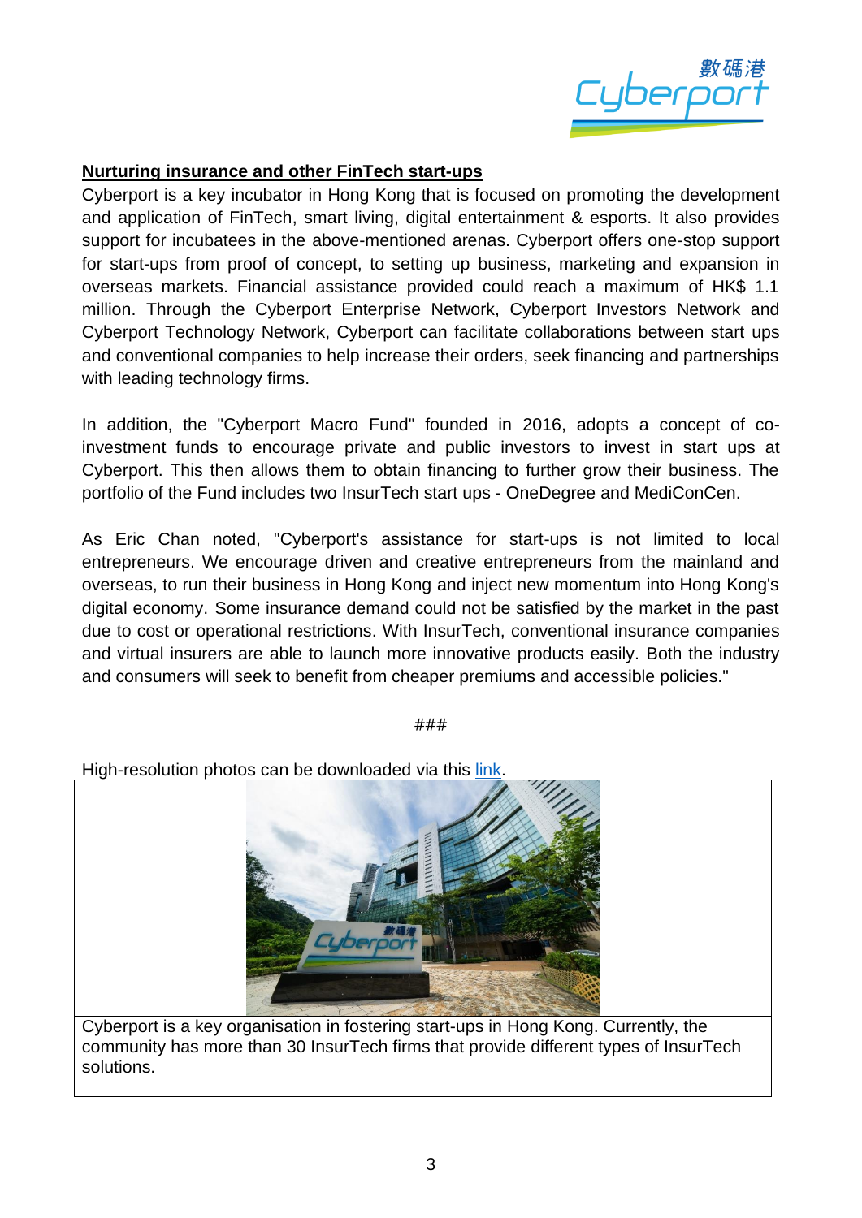## Nurturing insurance and other FinTech start-ups

Cyberport is a key incubator in Hong Kong that is focused on promoting the development and application of FinTech, smart living, digital entertainment & esports. It also provides support for incubatees in the above-mentioned arenas. Cyberport offers one-stop support for start-ups from proof of concept, to setting up business, marketing and expansion in overseas markets. Financial assistance provided could reach a maximum of HK$ 1.1 million. Through the Cyberport Enterprise Network, Cyberport Investors Network and Cyberport Technology Network, Cyberport can facilitate collaborations between start ups and conventional companies to help increase their orders, seek financing and partnerships with leading technology firms.

In addition, the "Cyberport Macro Fund" founded in 2016, adopts a concept of co-investment funds to encourage private and public investors to invest in start ups at Cyberport. This then allows them to obtain financing to further grow their business. The portfolio of the Fund includes two InsurTech start ups - OneDegree and MediConCen.

As Eric Chan noted, "Cyberport's assistance for start-ups is not limited to local entrepreneurs. We encourage driven and creative entrepreneurs from the mainland and overseas, to run their business in Hong Kong and inject new momentum into Hong Kong's digital economy. Some insurance demand could not be satisfied by the market in the past due to cost or operational restrictions. With InsurTech, conventional insurance companies and virtual insurers are able to launch more innovative products easily. Both the industry and consumers will seek to benefit from cheaper premiums and accessible policies."

###

High-resolution photos can be downloaded via this link.

Cyberport is a key organisation in fostering start-ups in Hong Kong. Currently, the community has more than 30 InsurTech firms that provide different types of InsurTech solutions.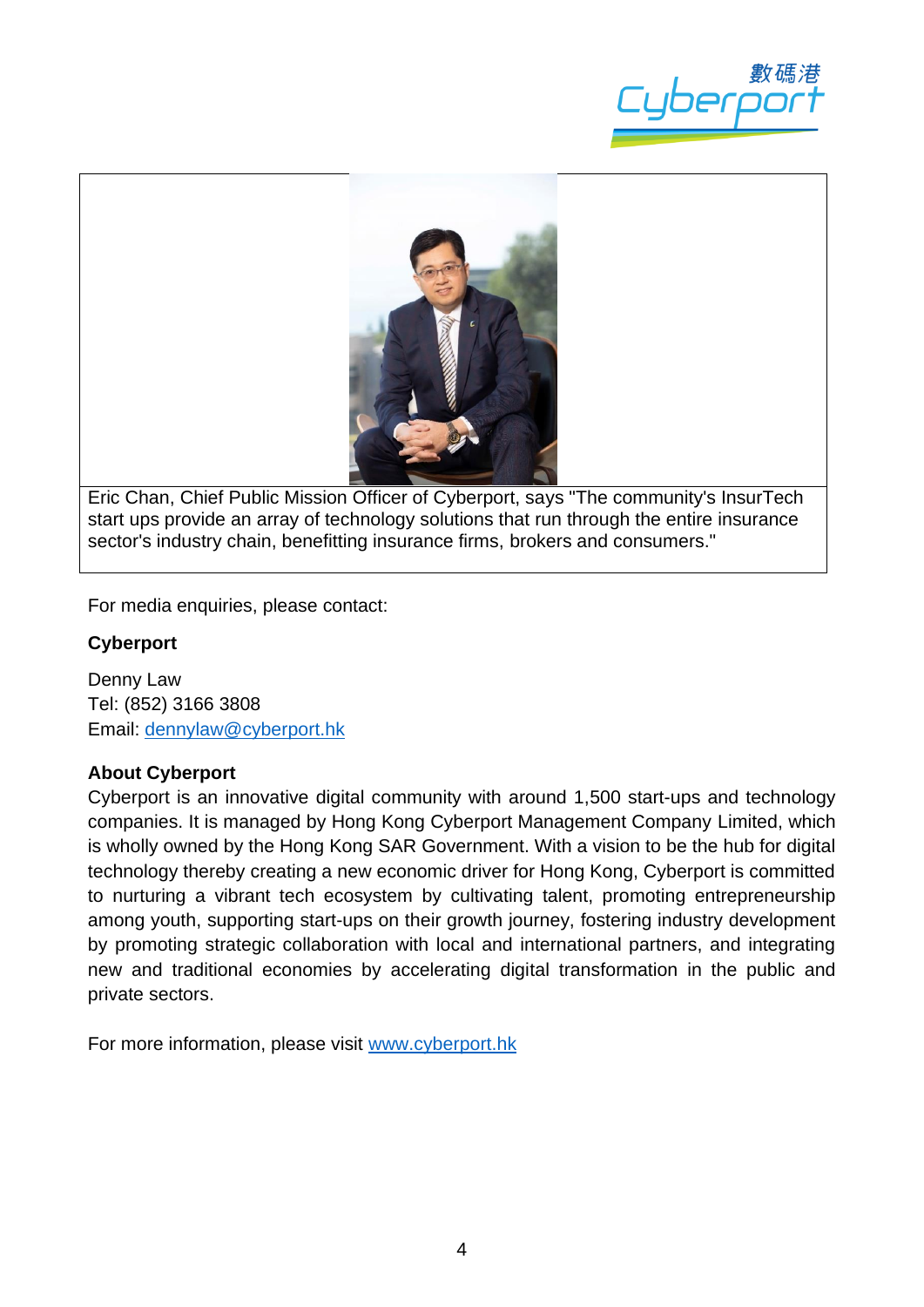Eric Chan, Chief Public Mission Officer of Cyberport, says "The community's InsurTech start ups provide an array of technology solutions that run through the entire insurance sector's industry chain, benefitting insurance firms, brokers and consumers."

For media enquiries, please contact:

**Cyberport**

Denny Law
Tel: (852) 3166 3808
Email: dennylaw@cyberport.hk

**About Cyberport**
Cyberport is an innovative digital community with around 1,500 start-ups and technology companies. It is managed by Hong Kong Cyberport Management Company Limited, which is wholly owned by the Hong Kong SAR Government. With a vision to be the hub for digital technology thereby creating a new economic driver for Hong Kong, Cyberport is committed to nurturing a vibrant tech ecosystem by cultivating talent, promoting entrepreneurship among youth, supporting start-ups on their growth journey, fostering industry development by promoting strategic collaboration with local and international partners, and integrating new and traditional economies by accelerating digital transformation in the public and private sectors.

For more information, please visit www.cyberport.hk